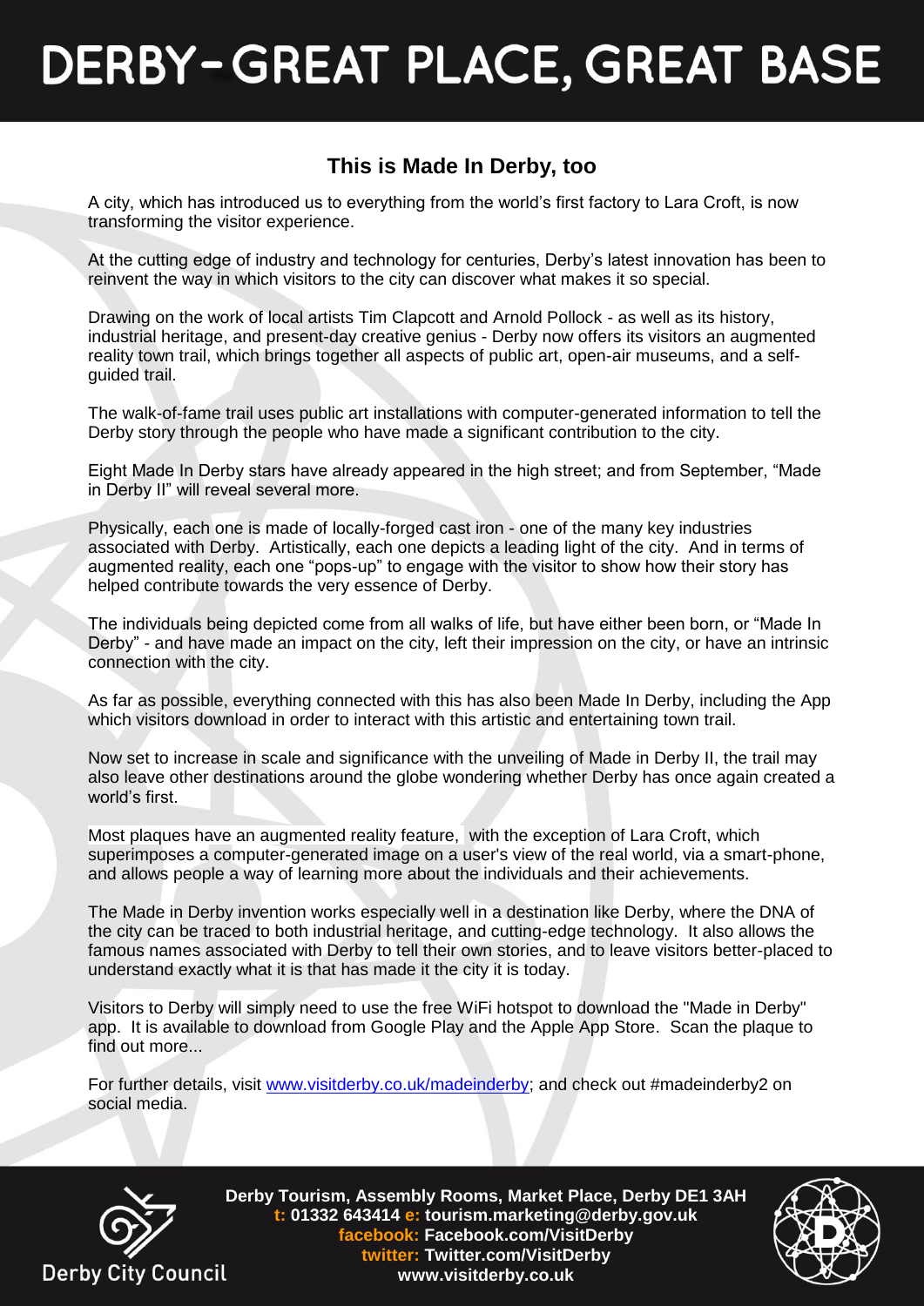# DERBY - GREAT PLACE, GREAT BASE

## This is Made In Derby, too

A city, which has introduced us to everything from the world's first factory to Lara Croft, is now transforming the visitor experience.

At the cutting edge of industry and technology for centuries, Derby's latest innovation has been to reinvent the way in which visitors to the city can discover what makes it so special.

Drawing on the work of local artists Tim Clapcott and Arnold Pollock - as well as its history, industrial heritage, and present-day creative genius - Derby now offers its visitors an augmented reality town trail, which brings together all aspects of public art, open-air museums, and a self-guided trail.

The walk-of-fame trail uses public art installations with computer-generated information to tell the Derby story through the people who have made a significant contribution to the city.

Eight Made In Derby stars have already appeared in the high street; and from September, "Made in Derby II" will reveal several more.

Physically, each one is made of locally-forged cast iron - one of the many key industries associated with Derby. Artistically, each one depicts a leading light of the city. And in terms of augmented reality, each one "pops-up" to engage with the visitor to show how their story has helped contribute towards the very essence of Derby.

The individuals being depicted come from all walks of life, but have either been born, or "Made In Derby" - and have made an impact on the city, left their impression on the city, or have an intrinsic connection with the city.

As far as possible, everything connected with this has also been Made In Derby, including the App which visitors download in order to interact with this artistic and entertaining town trail.

Now set to increase in scale and significance with the unveiling of Made in Derby II, the trail may also leave other destinations around the globe wondering whether Derby has once again created a world's first.

Most plaques have an augmented reality feature, with the exception of Lara Croft, which superimposes a computer-generated image on a user's view of the real world, via a smart-phone, and allows people a way of learning more about the individuals and their achievements.

The Made in Derby invention works especially well in a destination like Derby, where the DNA of the city can be traced to both industrial heritage, and cutting-edge technology. It also allows the famous names associated with Derby to tell their own stories, and to leave visitors better-placed to understand exactly what it is that has made it the city it is today.

Visitors to Derby will simply need to use the free WiFi hotspot to download the "Made in Derby" app. It is available to download from Google Play and the Apple App Store. Scan the plaque to find out more...

For further details, visit [www.visitderby.co.uk/madeinderby](www.visitderby.co.uk/madeinderby); and check out #madeinderby2 on social media.

Derby City Council

**Derby Tourism, Assembly Rooms, Market Place, Derby DE1 3AH**
**t: 01332 643414 e: tourism.marketing@derby.gov.uk**
**facebook: Facebook.com/VisitDerby**
**twitter: Twitter.com/VisitDerby**
**www.visitderby.co.uk**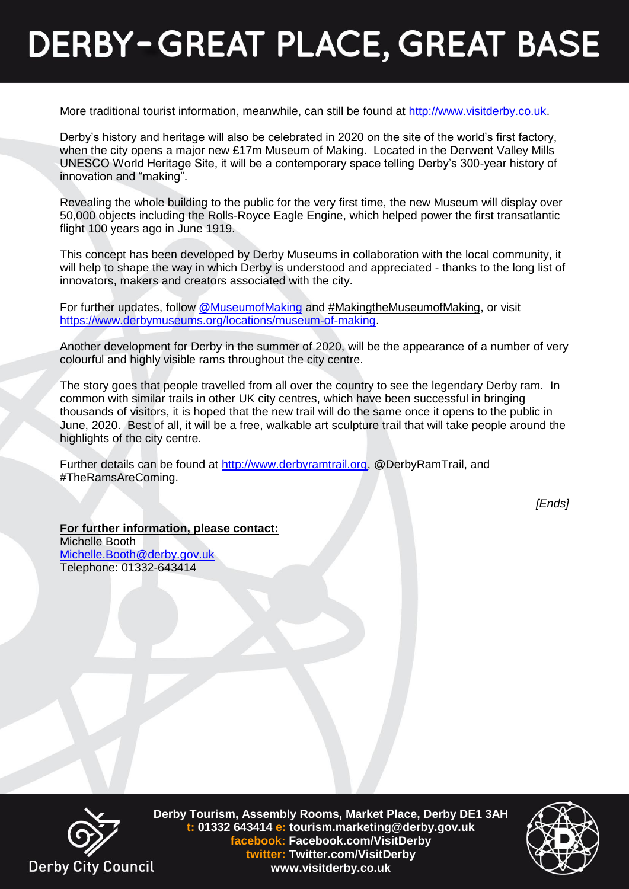More traditional tourist information, meanwhile, can still be found at http://www.visitderby.co.uk.

Derby's history and heritage will also be celebrated in 2020 on the site of the world's first factory, when the city opens a major new £17m Museum of Making. Located in the Derwent Valley Mills UNESCO World Heritage Site, it will be a contemporary space telling Derby's 300-year history of innovation and "making".

Revealing the whole building to the public for the very first time, the new Museum will display over 50,000 objects including the Rolls-Royce Eagle Engine, which helped power the first transatlantic flight 100 years ago in June 1919.

This concept has been developed by Derby Museums in collaboration with the local community, it will help to shape the way in which Derby is understood and appreciated - thanks to the long list of innovators, makers and creators associated with the city.

For further updates, follow @MuseumofMaking and #MakingtheMuseumofMaking, or visit https://www.derbymuseums.org/locations/museum-of-making.

Another development for Derby in the summer of 2020, will be the appearance of a number of very colourful and highly visible rams throughout the city centre.

The story goes that people travelled from all over the country to see the legendary Derby ram. In common with similar trails in other UK city centres, which have been successful in bringing thousands of visitors, it is hoped that the new trail will do the same once it opens to the public in June, 2020. Best of all, it will be a free, walkable art sculpture trail that will take people around the highlights of the city centre.

Further details can be found at http://www.derbyramtrail.org, @DerbyRamTrail, and #TheRamsAreComing.

*[Ends]*

**For further information, please contact:**
Michelle Booth
Michelle.Booth@derby.gov.uk
Telephone: 01332-643414

Derby City Council

**Derby Tourism, Assembly Rooms, Market Place, Derby DE1 3AH**
**t: 01332 643414 e: tourism.marketing@derby.gov.uk**
**facebook: Facebook.com/VisitDerby**
**twitter: Twitter.com/VisitDerby**
**www.visitderby.co.uk**